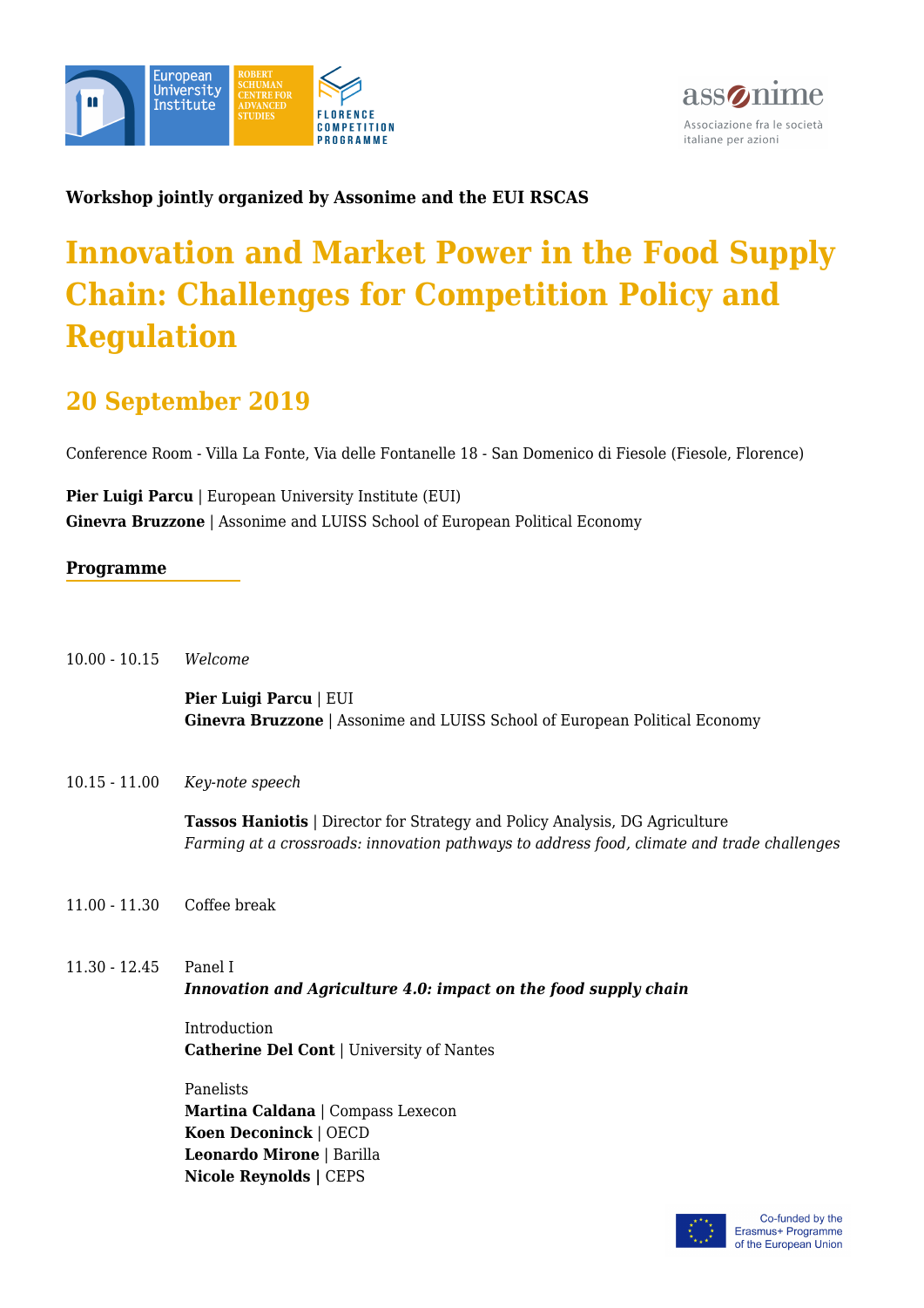**Workshop jointly organized by Assonime and the EUI RSCAS**

# Innovation and Market Power in the Food Supply Chain: Challenges for Competition Policy and Regulation

## 20 September 2019

Conference Room - Villa La Fonte, Via delle Fontanelle 18 - San Domenico di Fiesole (Fiesole, Florence)

**Pier Luigi Parcu** | European University Institute (EUI)
**Ginevra Bruzzone** | Assonime and LUISS School of European Political Economy

**Programme**

10.00 - 10.15 *Welcome*

**Pier Luigi Parcu** | EUI
**Ginevra Bruzzone** | Assonime and LUISS School of European Political Economy

10.15 - 11.00 *Key-note speech*

**Tassos Haniotis** | Director for Strategy and Policy Analysis, DG Agriculture
*Farming at a crossroads: innovation pathways to address food, climate and trade challenges*

11.00 - 11.30 Coffee break

11.30 - 12.45 Panel I
***Innovation and Agriculture 4.0: impact on the food supply chain***

Introduction
**Catherine Del Cont** | University of Nantes

Panelists
**Martina Caldana** | Compass Lexecon
**Koen Deconinck** | OECD
**Leonardo Mirone** | Barilla
**Nicole Reynolds** | CEPS

Co-funded by the Erasmus+ Programme of the European Union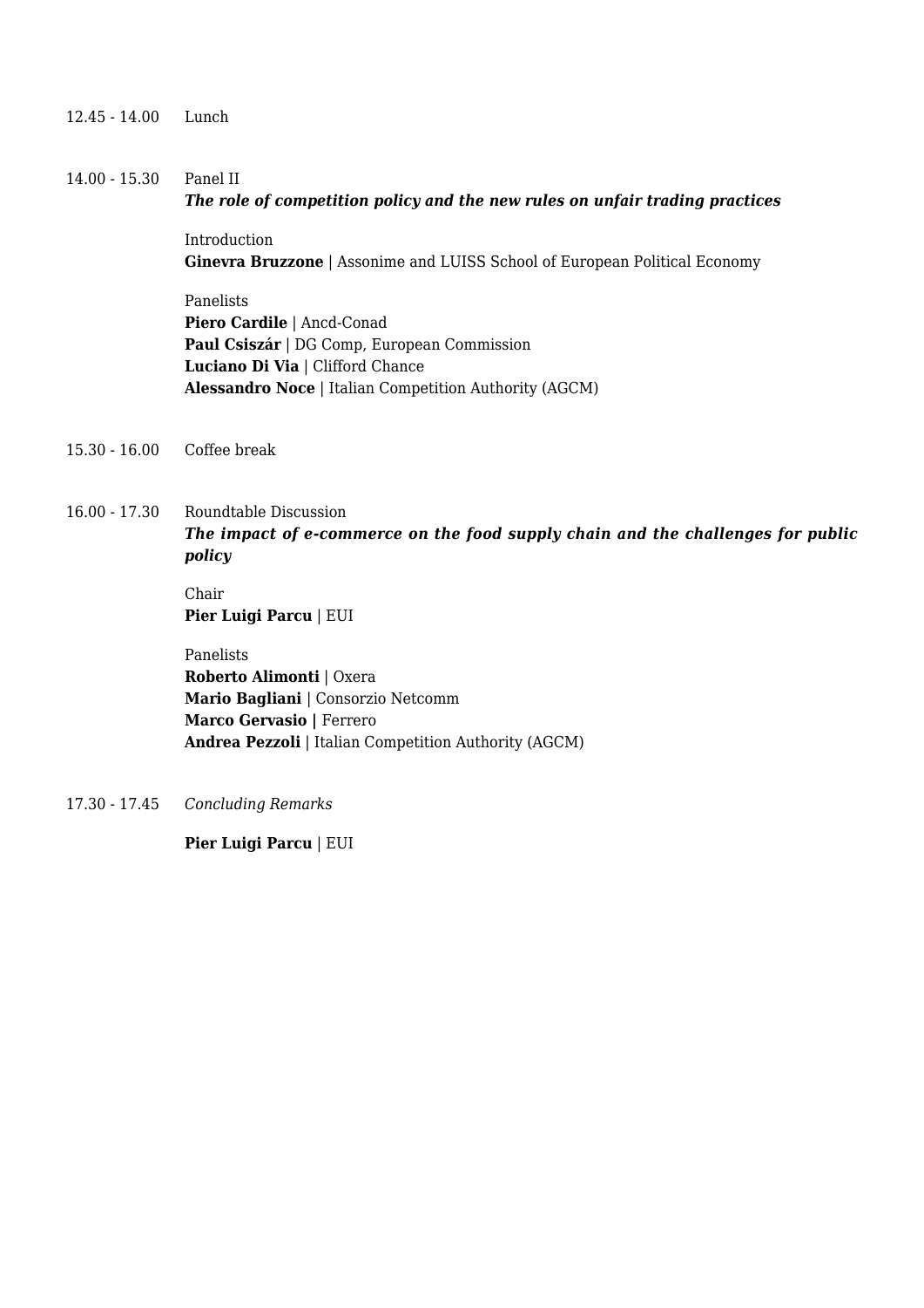12.45 - 14.00 Lunch

14.00 - 15.30 Panel II

***The role of competition policy and the new rules on unfair trading practices***

Introduction

**Ginevra Bruzzone** | Assonime and LUISS School of European Political Economy

Panelists

**Piero Cardile** | Ancd-Conad

**Paul Csiszár** | DG Comp, European Commission

**Luciano Di Via** | Clifford Chance

**Alessandro Noce** | Italian Competition Authority (AGCM)

15.30 - 16.00 Coffee break

16.00 - 17.30 Roundtable Discussion

***The impact of e-commerce on the food supply chain and the challenges for public policy***

Chair

**Pier Luigi Parcu** | EUI

Panelists

**Roberto Alimonti** | Oxera

**Mario Bagliani** | Consorzio Netcomm

**Marco Gervasio |** Ferrero

**Andrea Pezzoli** | Italian Competition Authority (AGCM)

17.30 - 17.45 *Concluding Remarks*

**Pier Luigi Parcu** | EUI